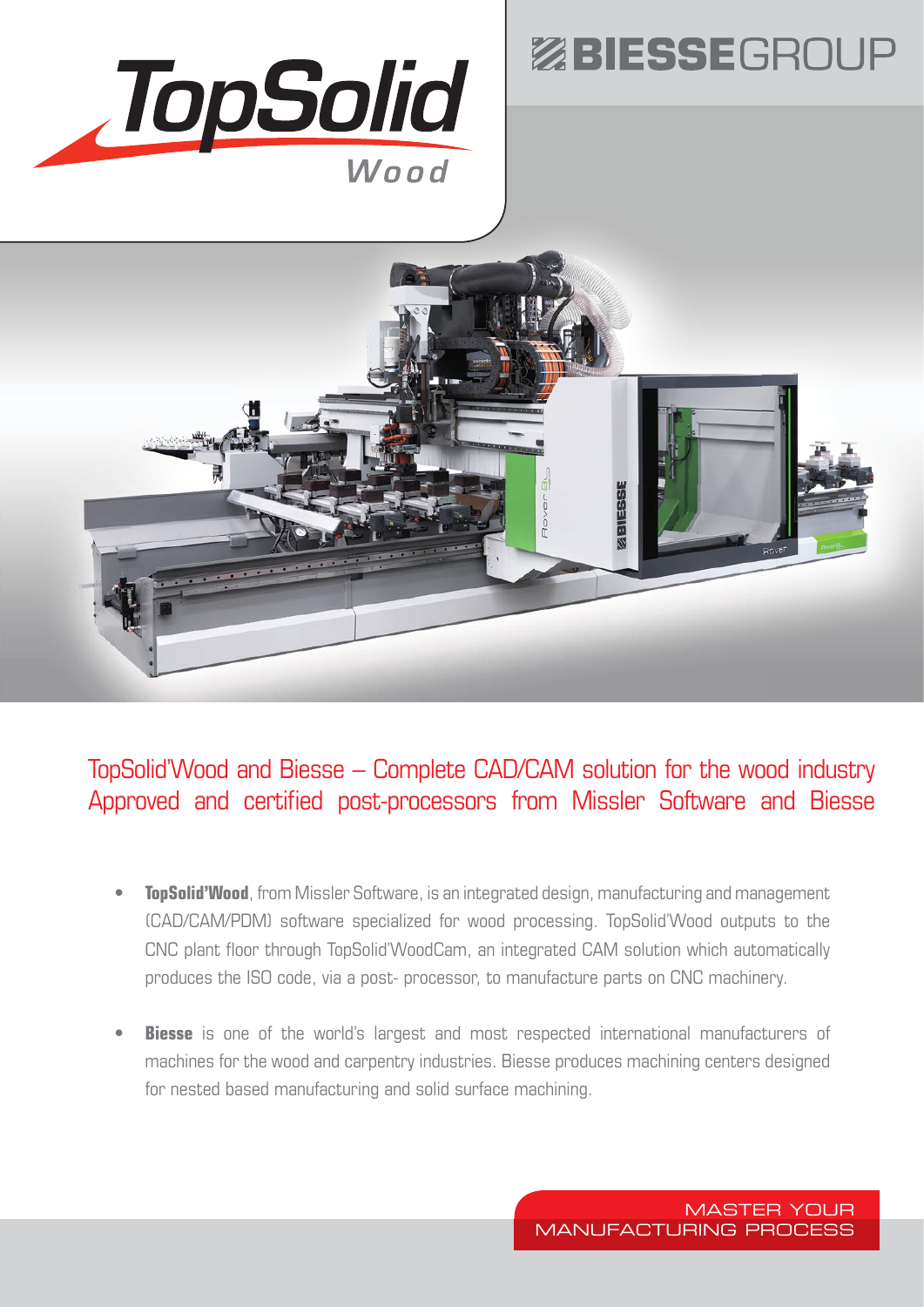# TopSolid Wood

# BIESSEGROUP

## TopSolid'Wood and Biesse – Complete CAD/CAM solution for the wood industry
## Approved and certified post-processors from Missler Software and Biesse

- **TopSolid'Wood**, from Missler Software, is an integrated design, manufacturing and management (CAD/CAM/PDM) software specialized for wood processing. TopSolid'Wood outputs to the CNC plant floor through TopSolid'WoodCam, an integrated CAM solution which automatically produces the ISO code, via a post- processor, to manufacture parts on CNC machinery.

- **Biesse** is one of the world's largest and most respected international manufacturers of machines for the wood and carpentry industries. Biesse produces machining centers designed for nested based manufacturing and solid surface machining.

MASTER YOUR MANUFACTURING PROCESS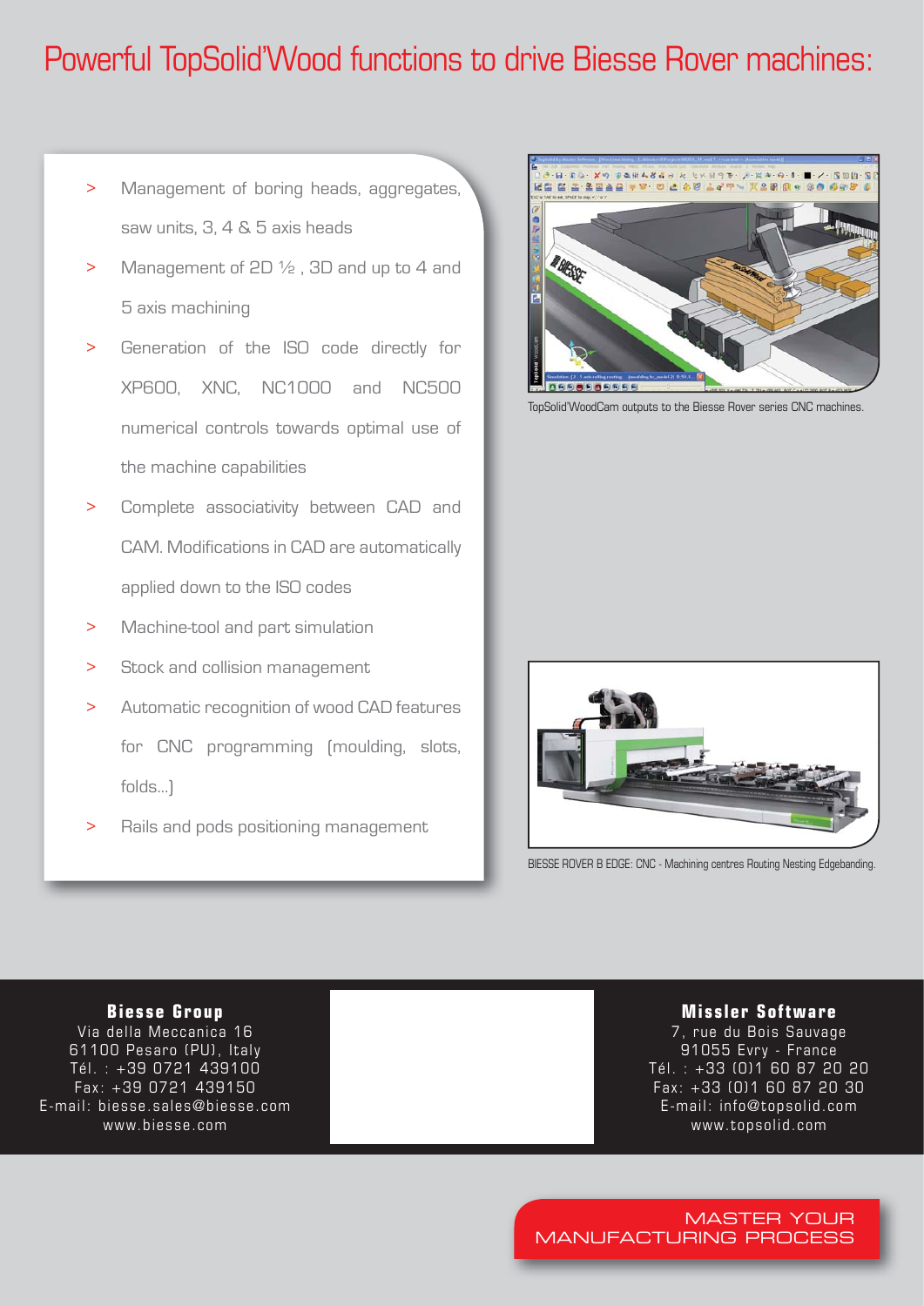# Powerful TopSolid'Wood functions to drive Biesse Rover machines:

- Management of boring heads, aggregates, saw units, 3, 4 & 5 axis heads
- Management of 2D ½ , 3D and up to 4 and 5 axis machining
- Generation of the ISO code directly for XP600, XNC, NC1000 and NC500 numerical controls towards optimal use of the machine capabilities
- Complete associativity between CAD and CAM. Modifications in CAD are automatically applied down to the ISO codes
- Machine-tool and part simulation
- Stock and collision management
- Automatic recognition of wood CAD features for CNC programming (moulding, slots, folds...)
- Rails and pods positioning management

TopSolid'WoodCam outputs to the Biesse Rover series CNC machines.

BIESSE ROVER B EDGE: CNC - Machining centres Routing Nesting Edgebanding.

**Biesse Group**
Via della Meccanica 16
61100 Pesaro (PU), Italy
Tél. : +39 0721 439100
Fax: +39 0721 439150
E-mail: biesse.sales@biesse.com
www.biesse.com

**Missler Software**
7, rue du Bois Sauvage
91055 Evry - France
Tél. : +33 (0)1 60 87 20 20
Fax: +33 (0)1 60 87 20 30
E-mail: info@topsolid.com
www.topsolid.com

MASTER YOUR MANUFACTURING PROCESS